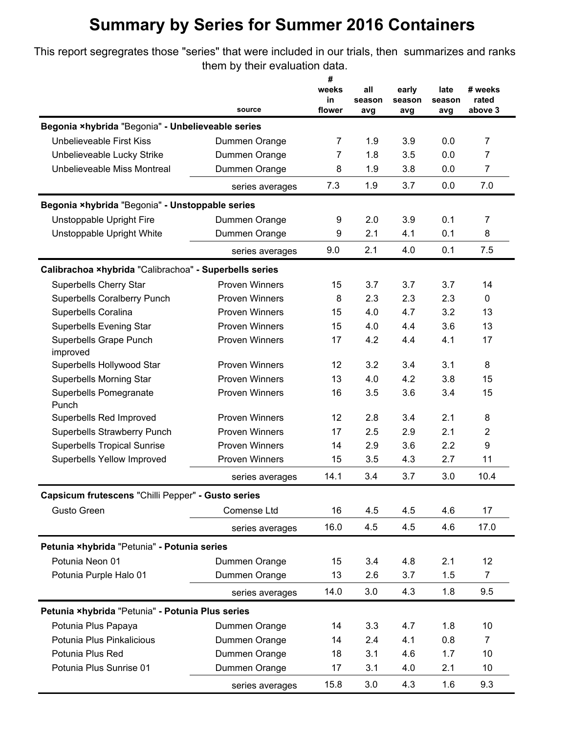# Summary by Series for Summer 2016 Containers

This report segregrates those "series" that were included in our trials, then summarizes and ranks them by their evaluation data.

| | source | # weeks in flower | all season avg | early season avg | late season avg | # weeks rated above 3 |
|---|---|---|---|---|---|---|
| **Begonia ×hybrida** "Begonia" **- Unbelieveable series** | | | | | | |
| Unbelieveable First Kiss | Dummen Orange | 7 | 1.9 | 3.9 | 0.0 | 7 |
| Unbelieveable Lucky Strike | Dummen Orange | 7 | 1.8 | 3.5 | 0.0 | 7 |
| Unbelieveable Miss Montreal | Dummen Orange | 8 | 1.9 | 3.8 | 0.0 | 7 |
| | series averages | 7.3 | 1.9 | 3.7 | 0.0 | 7.0 |
| **Begonia ×hybrida** "Begonia" **- Unstoppable series** | | | | | | |
| Unstoppable Upright Fire | Dummen Orange | 9 | 2.0 | 3.9 | 0.1 | 7 |
| Unstoppable Upright White | Dummen Orange | 9 | 2.1 | 4.1 | 0.1 | 8 |
| | series averages | 9.0 | 2.1 | 4.0 | 0.1 | 7.5 |
| **Calibrachoa ×hybrida** "Calibrachoa" **- Superbells series** | | | | | | |
| Superbells Cherry Star | Proven Winners | 15 | 3.7 | 3.7 | 3.7 | 14 |
| Superbells Coralberry Punch | Proven Winners | 8 | 2.3 | 2.3 | 2.3 | 0 |
| Superbells Coralina | Proven Winners | 15 | 4.0 | 4.7 | 3.2 | 13 |
| Superbells Evening Star | Proven Winners | 15 | 4.0 | 4.4 | 3.6 | 13 |
| Superbells Grape Punch improved | Proven Winners | 17 | 4.2 | 4.4 | 4.1 | 17 |
| Superbells Hollywood Star | Proven Winners | 12 | 3.2 | 3.4 | 3.1 | 8 |
| Superbells Morning Star | Proven Winners | 13 | 4.0 | 4.2 | 3.8 | 15 |
| Superbells Pomegranate Punch | Proven Winners | 16 | 3.5 | 3.6 | 3.4 | 15 |
| Superbells Red Improved | Proven Winners | 12 | 2.8 | 3.4 | 2.1 | 8 |
| Superbells Strawberry Punch | Proven Winners | 17 | 2.5 | 2.9 | 2.1 | 2 |
| Superbells Tropical Sunrise | Proven Winners | 14 | 2.9 | 3.6 | 2.2 | 9 |
| Superbells Yellow Improved | Proven Winners | 15 | 3.5 | 4.3 | 2.7 | 11 |
| | series averages | 14.1 | 3.4 | 3.7 | 3.0 | 10.4 |
| **Capsicum frutescens** "Chilli Pepper" **- Gusto series** | | | | | | |
| Gusto Green | Comense Ltd | 16 | 4.5 | 4.5 | 4.6 | 17 |
| | series averages | 16.0 | 4.5 | 4.5 | 4.6 | 17.0 |
| **Petunia ×hybrida** "Petunia" **- Potunia series** | | | | | | |
| Potunia Neon 01 | Dummen Orange | 15 | 3.4 | 4.8 | 2.1 | 12 |
| Potunia Purple Halo 01 | Dummen Orange | 13 | 2.6 | 3.7 | 1.5 | 7 |
| | series averages | 14.0 | 3.0 | 4.3 | 1.8 | 9.5 |
| **Petunia ×hybrida** "Petunia" **- Potunia Plus series** | | | | | | |
| Potunia Plus Papaya | Dummen Orange | 14 | 3.3 | 4.7 | 1.8 | 10 |
| Potunia Plus Pinkalicious | Dummen Orange | 14 | 2.4 | 4.1 | 0.8 | 7 |
| Potunia Plus Red | Dummen Orange | 18 | 3.1 | 4.6 | 1.7 | 10 |
| Potunia Plus Sunrise 01 | Dummen Orange | 17 | 3.1 | 4.0 | 2.1 | 10 |
| | series averages | 15.8 | 3.0 | 4.3 | 1.6 | 9.3 |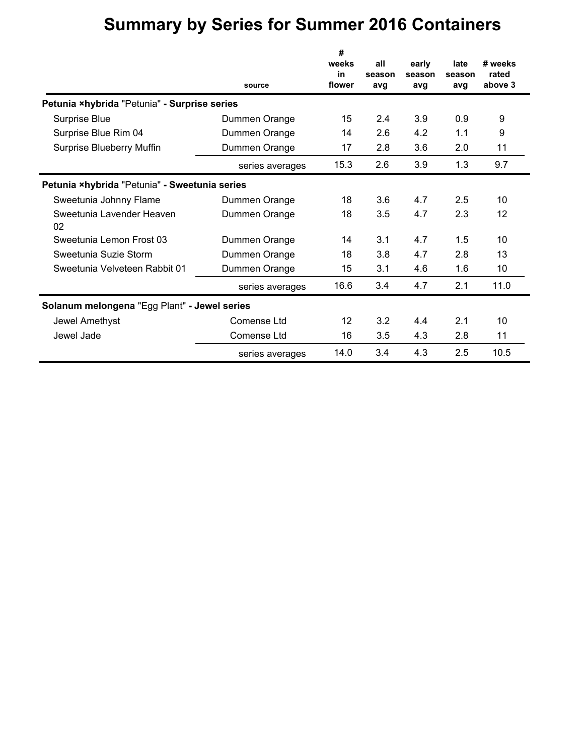# Summary by Series for Summer 2016 Containers

| | source | # weeks in flower | all season avg | early season avg | late season avg | # weeks rated above 3 |
|---|---|---|---|---|---|---|
| **Petunia ×hybrida** "Petunia" **- Surprise series** | | | | | | |
| Surprise Blue | Dummen Orange | 15 | 2.4 | 3.9 | 0.9 | 9 |
| Surprise Blue Rim 04 | Dummen Orange | 14 | 2.6 | 4.2 | 1.1 | 9 |
| Surprise Blueberry Muffin | Dummen Orange | 17 | 2.8 | 3.6 | 2.0 | 11 |
| | series averages | 15.3 | 2.6 | 3.9 | 1.3 | 9.7 |
| **Petunia ×hybrida** "Petunia" **- Sweetunia series** | | | | | | |
| Sweetunia Johnny Flame | Dummen Orange | 18 | 3.6 | 4.7 | 2.5 | 10 |
| Sweetunia Lavender Heaven 02 | Dummen Orange | 18 | 3.5 | 4.7 | 2.3 | 12 |
| Sweetunia Lemon Frost 03 | Dummen Orange | 14 | 3.1 | 4.7 | 1.5 | 10 |
| Sweetunia Suzie Storm | Dummen Orange | 18 | 3.8 | 4.7 | 2.8 | 13 |
| Sweetunia Velveteen Rabbit 01 | Dummen Orange | 15 | 3.1 | 4.6 | 1.6 | 10 |
| | series averages | 16.6 | 3.4 | 4.7 | 2.1 | 11.0 |
| **Solanum melongena** "Egg Plant" **- Jewel series** | | | | | | |
| Jewel Amethyst | Comense Ltd | 12 | 3.2 | 4.4 | 2.1 | 10 |
| Jewel Jade | Comense Ltd | 16 | 3.5 | 4.3 | 2.8 | 11 |
| | series averages | 14.0 | 3.4 | 4.3 | 2.5 | 10.5 |